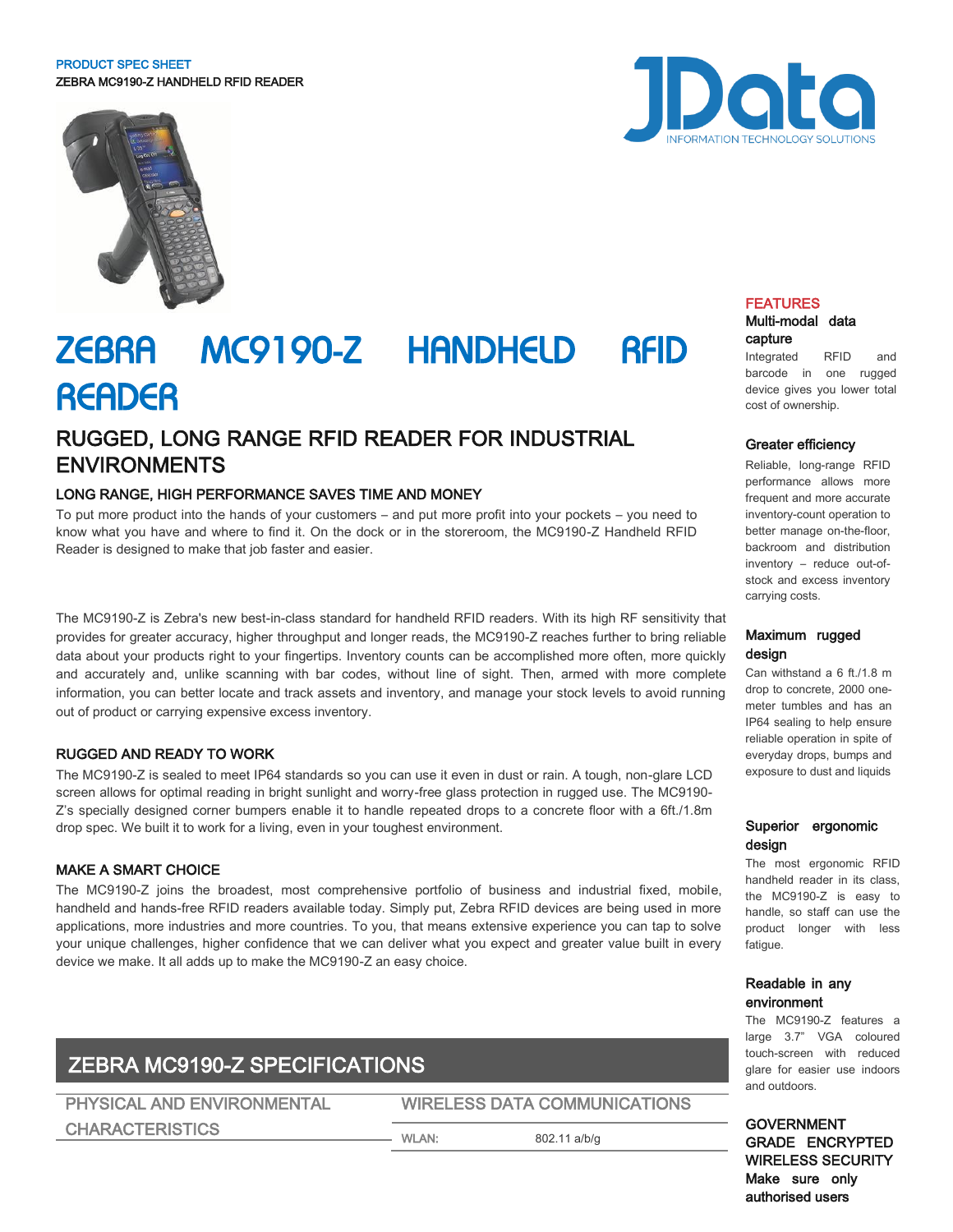PRODUCT SPEC SHEET
ZEBRA MC9190-Z HANDHELD RFID READER

# ZEBRA MC9190-Z HANDHELD RFID READER

## RUGGED, LONG RANGE RFID READER FOR INDUSTRIAL ENVIRONMENTS

### LONG RANGE, HIGH PERFORMANCE SAVES TIME AND MONEY

To put more product into the hands of your customers – and put more profit into your pockets – you need to know what you have and where to find it. On the dock or in the storeroom, the MC9190-Z Handheld RFID Reader is designed to make that job faster and easier.

The MC9190-Z is Zebra's new best-in-class standard for handheld RFID readers. With its high RF sensitivity that provides for greater accuracy, higher throughput and longer reads, the MC9190-Z reaches further to bring reliable data about your products right to your fingertips. Inventory counts can be accomplished more often, more quickly and accurately and, unlike scanning with bar codes, without line of sight. Then, armed with more complete information, you can better locate and track assets and inventory, and manage your stock levels to avoid running out of product or carrying expensive excess inventory.

### RUGGED AND READY TO WORK

The MC9190-Z is sealed to meet IP64 standards so you can use it even in dust or rain. A tough, non-glare LCD screen allows for optimal reading in bright sunlight and worry-free glass protection in rugged use. The MC9190-Z's specially designed corner bumpers enable it to handle repeated drops to a concrete floor with a 6ft./1.8m drop spec. We built it to work for a living, even in your toughest environment.

### MAKE A SMART CHOICE

The MC9190-Z joins the broadest, most comprehensive portfolio of business and industrial fixed, mobile, handheld and hands-free RFID readers available today. Simply put, Zebra RFID devices are being used in more applications, more industries and more countries. To you, that means extensive experience you can tap to solve your unique challenges, higher confidence that we can deliver what you expect and greater value built in every device we make. It all adds up to make the MC9190-Z an easy choice.

## FEATURES

**Multi-modal data capture**
Integrated RFID and barcode in one rugged device gives you lower total cost of ownership.

**Greater efficiency**
Reliable, long-range RFID performance allows more frequent and more accurate inventory-count operation to better manage on-the-floor, backroom and distribution inventory – reduce out-of-stock and excess inventory carrying costs.

**Maximum rugged design**
Can withstand a 6 ft./1.8 m drop to concrete, 2000 one-meter tumbles and has an IP64 sealing to help ensure reliable operation in spite of everyday drops, bumps and exposure to dust and liquids

**Superior ergonomic design**
The most ergonomic RFID handheld reader in its class, the MC9190-Z is easy to handle, so staff can use the product longer with less fatigue.

**Readable in any environment**
The MC9190-Z features a large 3.7" VGA coloured touch-screen with reduced glare for easier use indoors and outdoors.

**GOVERNMENT GRADE ENCRYPTED WIRELESS SECURITY**
**Make sure only authorised users**

## ZEBRA MC9190-Z SPECIFICATIONS

### PHYSICAL AND ENVIRONMENTAL CHARACTERISTICS

### WIRELESS DATA COMMUNICATIONS

| | |
|---|---|
| WLAN: | 802.11 a/b/g |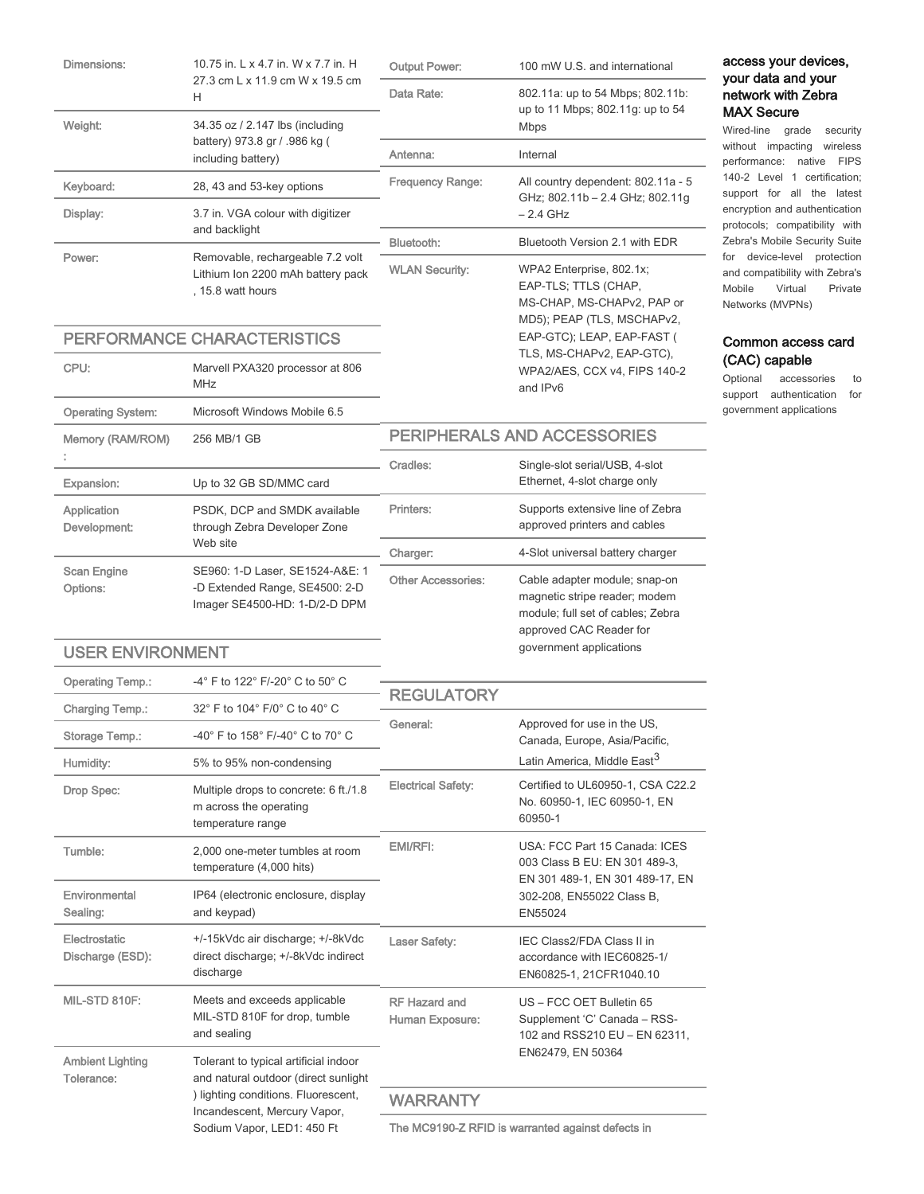| | |
|---|---|
| Dimensions: | 10.75 in. L x 4.7 in. W x 7.7 in. H 27.3 cm L x 11.9 cm W x 19.5 cm H |
| Weight: | 34.35 oz / 2.147 lbs (including battery) 973.8 gr / .986 kg ( including battery) |
| Keyboard: | 28, 43 and 53-key options |
| Display: | 3.7 in. VGA colour with digitizer and backlight |
| Power: | Removable, rechargeable 7.2 volt Lithium Ion 2200 mAh battery pack , 15.8 watt hours |

## PERFORMANCE CHARACTERISTICS

| | |
|---|---|
| CPU: | Marvell PXA320 processor at 806 MHz |
| Operating System: | Microsoft Windows Mobile 6.5 |
| Memory (RAM/ROM) : | 256 MB/1 GB |
| Expansion: | Up to 32 GB SD/MMC card |
| Application Development: | PSDK, DCP and SMDK available through Zebra Developer Zone Web site |
| Scan Engine Options: | SE960: 1-D Laser, SE1524-A&E: 1-D Extended Range, SE4500: 2-D Imager SE4500-HD: 1-D/2-D DPM |

## USER ENVIRONMENT

| | |
|---|---|
| Operating Temp.: | -4° F to 122° F/-20° C to 50° C |
| Charging Temp.: | 32° F to 104° F/0° C to 40° C |
| Storage Temp.: | -40° F to 158° F/-40° C to 70° C |
| Humidity: | 5% to 95% non-condensing |
| Drop Spec: | Multiple drops to concrete: 6 ft./1.8 m across the operating temperature range |
| Tumble: | 2,000 one-meter tumbles at room temperature (4,000 hits) |
| Environmental Sealing: | IP64 (electronic enclosure, display and keypad) |
| Electrostatic Discharge (ESD): | +/-15kVdc air discharge; +/-8kVdc direct discharge; +/-8kVdc indirect discharge |
| MIL-STD 810F: | Meets and exceeds applicable MIL-STD 810F for drop, tumble and sealing |
| Ambient Lighting Tolerance: | Tolerant to typical artificial indoor and natural outdoor (direct sunlight ) lighting conditions. Fluorescent, Incandescent, Mercury Vapor, Sodium Vapor, LED1: 450 Ft |

| | |
|---|---|
| Output Power: | 100 mW U.S. and international |
| Data Rate: | 802.11a: up to 54 Mbps; 802.11b: up to 11 Mbps; 802.11g: up to 54 Mbps |
| Antenna: | Internal |
| Frequency Range: | All country dependent: 802.11a - 5 GHz; 802.11b – 2.4 GHz; 802.11g – 2.4 GHz |
| Bluetooth: | Bluetooth Version 2.1 with EDR |
| WLAN Security: | WPA2 Enterprise, 802.1x; EAP-TLS; TTLS (CHAP, MS-CHAP, MS-CHAPv2, PAP or MD5); PEAP (TLS, MSCHAPv2, EAP-GTC); LEAP, EAP-FAST ( TLS, MS-CHAPv2, EAP-GTC), WPA2/AES, CCX v4, FIPS 140-2 and IPv6 |

## PERIPHERALS AND ACCESSORIES

| | |
|---|---|
| Cradles: | Single-slot serial/USB, 4-slot Ethernet, 4-slot charge only |
| Printers: | Supports extensive line of Zebra approved printers and cables |
| Charger: | 4-Slot universal battery charger |
| Other Accessories: | Cable adapter module; snap-on magnetic stripe reader; modem module; full set of cables; Zebra approved CAC Reader for government applications |

## REGULATORY

| | |
|---|---|
| General: | Approved for use in the US, Canada, Europe, Asia/Pacific, Latin America, Middle East[3] |
| Electrical Safety: | Certified to UL60950-1, CSA C22.2 No. 60950-1, IEC 60950-1, EN 60950-1 |
| EMI/RFI: | USA: FCC Part 15 Canada: ICES 003 Class B EU: EN 301 489-3, EN 301 489-1, EN 301 489-17, EN 302-208, EN55022 Class B, EN55024 |
| Laser Safety: | IEC Class2/FDA Class II in accordance with IEC60825-1/ EN60825-1, 21CFR1040.10 |
| RF Hazard and Human Exposure: | US – FCC OET Bulletin 65 Supplement 'C' Canada – RSS-102 and RSS210 EU – EN 62311, EN62479, EN 50364 |

## WARRANTY

The MC9190-Z RFID is warranted against defects in

### access your devices, your data and your network with Zebra MAX Secure

Wired-line grade security without impacting wireless performance: native FIPS 140-2 Level 1 certification; support for all the latest encryption and authentication protocols; compatibility with Zebra's Mobile Security Suite for device-level protection and compatibility with Zebra's Mobile Virtual Private Networks (MVPNs)

### Common access card (CAC) capable

Optional accessories to support authentication for government applications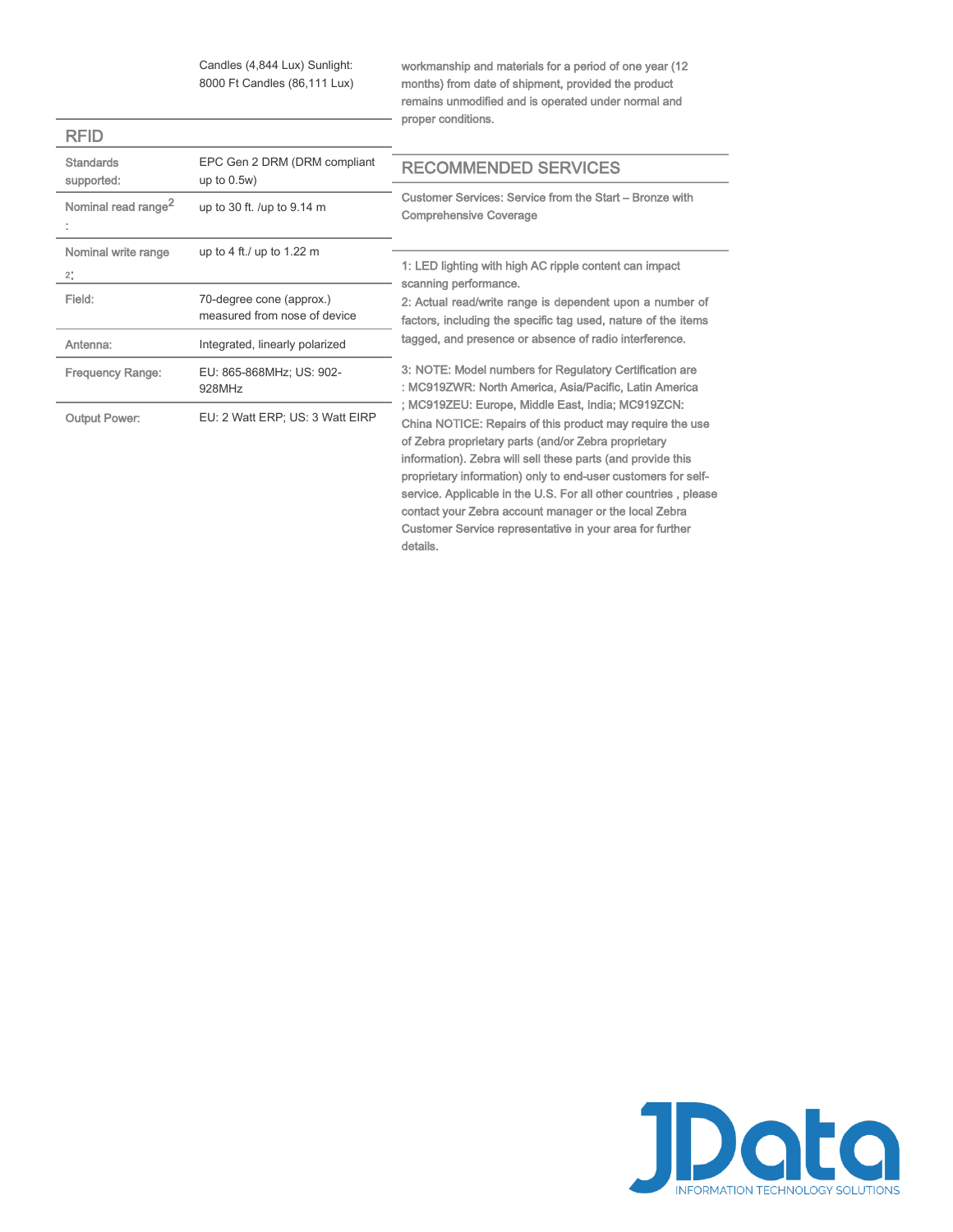| | |
|---|---|
| | Candles (4,844 Lux) Sunlight: 8000 Ft Candles (86,111 Lux) |

## RFID

| | |
|---|---|
| Standards supported: | EPC Gen 2 DRM (DRM compliant up to 0.5w) |
| Nominal read range[2]: | up to 30 ft. /up to 9.14 m |
| Nominal write range[2]: | up to 4 ft./ up to 1.22 m |
| Field: | 70-degree cone (approx.) measured from nose of device |
| Antenna: | Integrated, linearly polarized |
| Frequency Range: | EU: 865-868MHz; US: 902-928MHz |
| Output Power: | EU: 2 Watt ERP; US: 3 Watt EIRP |

workmanship and materials for a period of one year (12 months) from date of shipment, provided the product remains unmodified and is operated under normal and proper conditions.

## RECOMMENDED SERVICES

Customer Services: Service from the Start – Bronze with Comprehensive Coverage

1: LED lighting with high AC ripple content can impact scanning performance.
2: Actual read/write range is dependent upon a number of factors, including the specific tag used, nature of the items tagged, and presence or absence of radio interference.

3: NOTE: Model numbers for Regulatory Certification are : MC919ZWR: North America, Asia/Pacific, Latin America ; MC919ZEU: Europe, Middle East, India; MC919ZCN: China NOTICE: Repairs of this product may require the use of Zebra proprietary parts (and/or Zebra proprietary information). Zebra will sell these parts (and provide this proprietary information) only to end-user customers for self-service. Applicable in the U.S. For all other countries , please contact your Zebra account manager or the local Zebra Customer Service representative in your area for further details.

JData
INFORMATION TECHNOLOGY SOLUTIONS